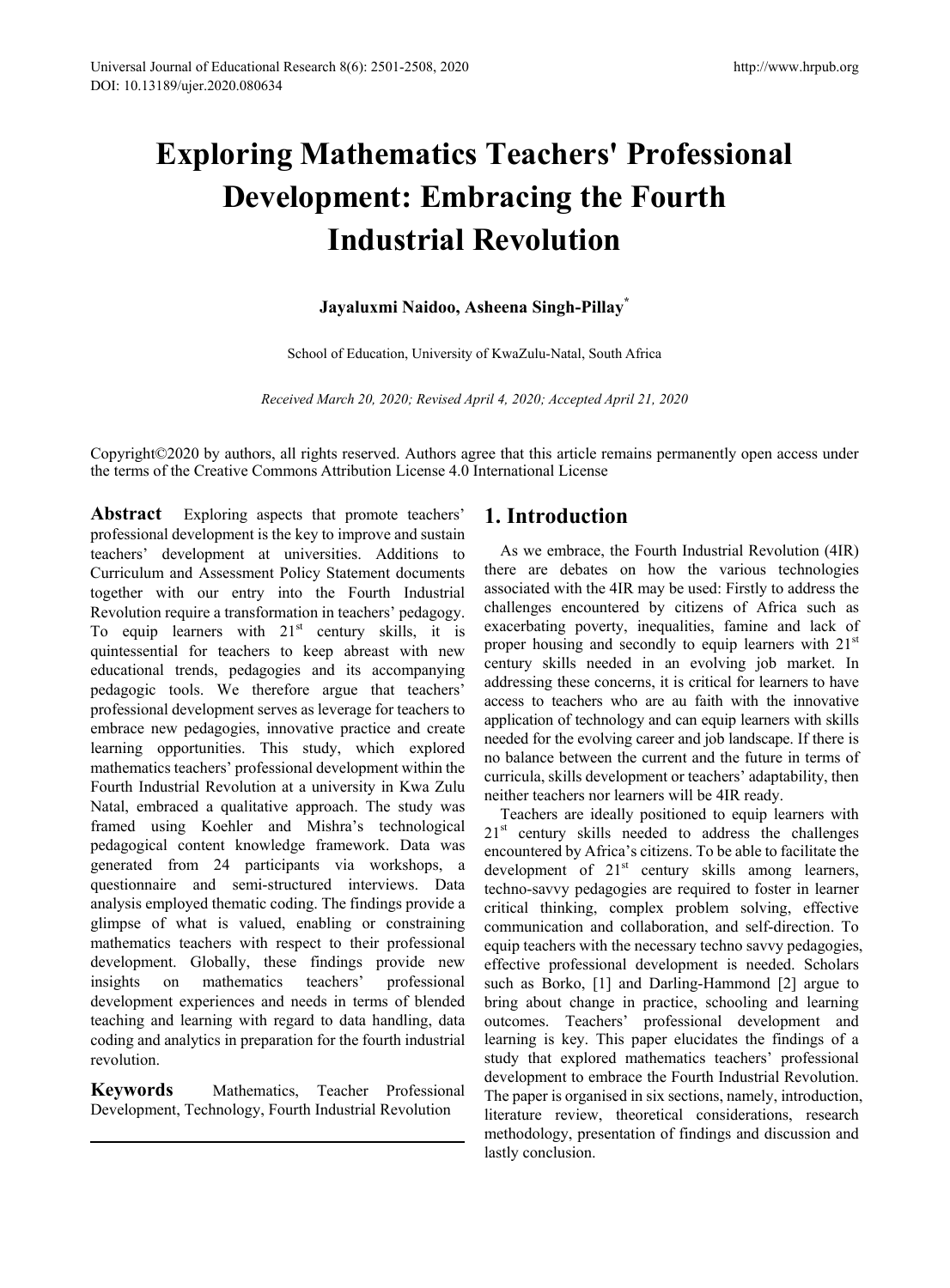# Exploring Mathematics Teachers' Professional Development: Embracing the Fourth Industrial Revolution

**Jayaluxmi Naidoo, Asheena Singh-Pillay***

School of Education, University of KwaZulu-Natal, South Africa

*Received March 20, 2020; Revised April 4, 2020; Accepted April 21, 2020*

Copyright©2020 by authors, all rights reserved. Authors agree that this article remains permanently open access under the terms of the Creative Commons Attribution License 4.0 International License

**Abstract** Exploring aspects that promote teachers' professional development is the key to improve and sustain teachers' development at universities. Additions to Curriculum and Assessment Policy Statement documents together with our entry into the Fourth Industrial Revolution require a transformation in teachers' pedagogy. To equip learners with 21st century skills, it is quintessential for teachers to keep abreast with new educational trends, pedagogies and its accompanying pedagogic tools. We therefore argue that teachers' professional development serves as leverage for teachers to embrace new pedagogies, innovative practice and create learning opportunities. This study, which explored mathematics teachers' professional development within the Fourth Industrial Revolution at a university in Kwa Zulu Natal, embraced a qualitative approach. The study was framed using Koehler and Mishra's technological pedagogical content knowledge framework. Data was generated from 24 participants via workshops, a questionnaire and semi-structured interviews. Data analysis employed thematic coding. The findings provide a glimpse of what is valued, enabling or constraining mathematics teachers with respect to their professional development. Globally, these findings provide new insights on mathematics teachers' professional development experiences and needs in terms of blended teaching and learning with regard to data handling, data coding and analytics in preparation for the fourth industrial revolution.

**Keywords** Mathematics, Teacher Professional Development, Technology, Fourth Industrial Revolution

## 1. Introduction

As we embrace, the Fourth Industrial Revolution (4IR) there are debates on how the various technologies associated with the 4IR may be used: Firstly to address the challenges encountered by citizens of Africa such as exacerbating poverty, inequalities, famine and lack of proper housing and secondly to equip learners with 21st century skills needed in an evolving job market. In addressing these concerns, it is critical for learners to have access to teachers who are au faith with the innovative application of technology and can equip learners with skills needed for the evolving career and job landscape. If there is no balance between the current and the future in terms of curricula, skills development or teachers' adaptability, then neither teachers nor learners will be 4IR ready.

Teachers are ideally positioned to equip learners with 21st century skills needed to address the challenges encountered by Africa's citizens. To be able to facilitate the development of 21st century skills among learners, techno-savvy pedagogies are required to foster in learner critical thinking, complex problem solving, effective communication and collaboration, and self-direction. To equip teachers with the necessary techno savvy pedagogies, effective professional development is needed. Scholars such as Borko, [1] and Darling-Hammond [2] argue to bring about change in practice, schooling and learning outcomes. Teachers' professional development and learning is key. This paper elucidates the findings of a study that explored mathematics teachers' professional development to embrace the Fourth Industrial Revolution. The paper is organised in six sections, namely, introduction, literature review, theoretical considerations, research methodology, presentation of findings and discussion and lastly conclusion.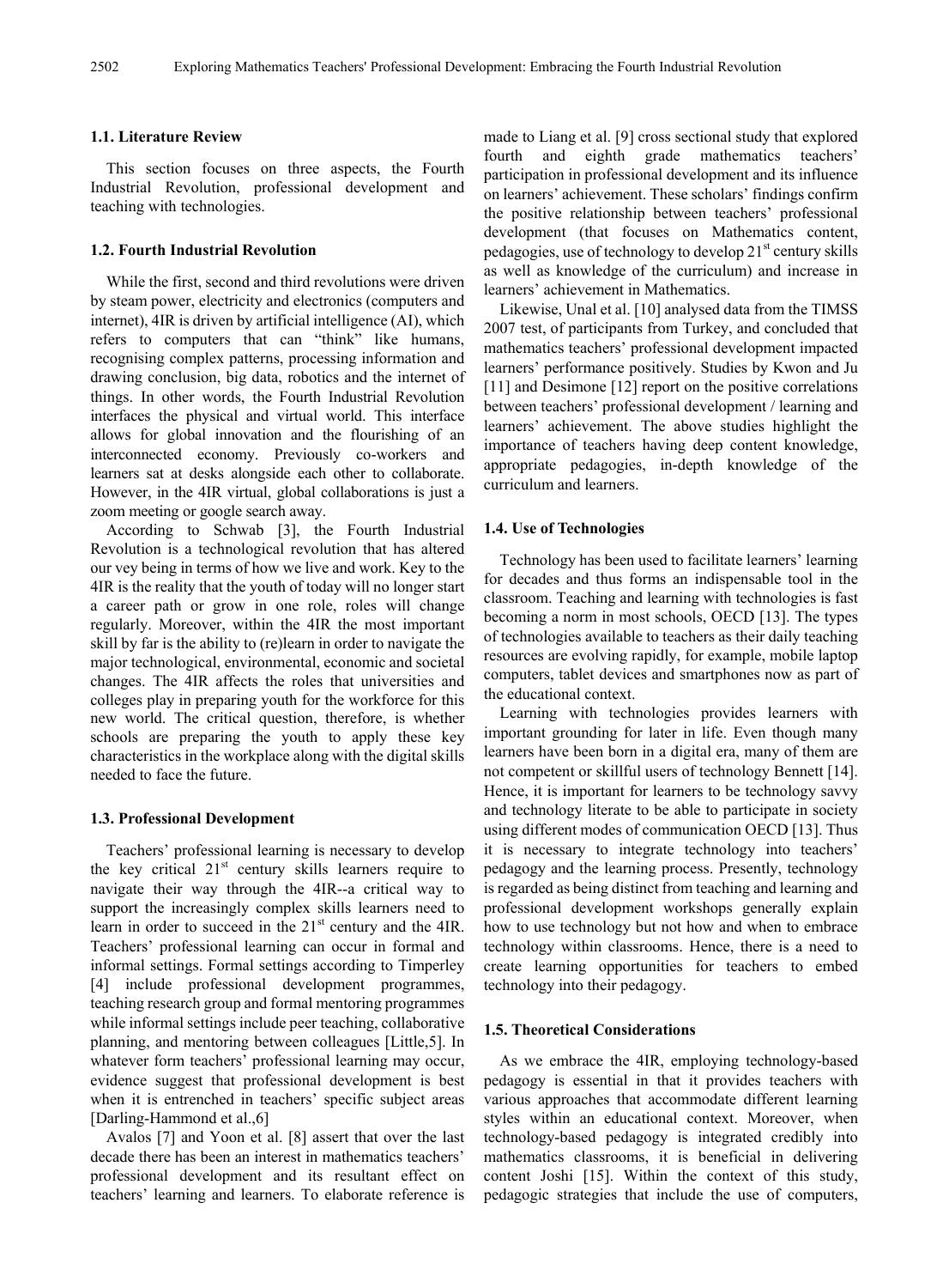### 1.1. Literature Review

This section focuses on three aspects, the Fourth Industrial Revolution, professional development and teaching with technologies.

### 1.2. Fourth Industrial Revolution

While the first, second and third revolutions were driven by steam power, electricity and electronics (computers and internet), 4IR is driven by artificial intelligence (AI), which refers to computers that can "think" like humans, recognising complex patterns, processing information and drawing conclusion, big data, robotics and the internet of things. In other words, the Fourth Industrial Revolution interfaces the physical and virtual world. This interface allows for global innovation and the flourishing of an interconnected economy. Previously co-workers and learners sat at desks alongside each other to collaborate. However, in the 4IR virtual, global collaborations is just a zoom meeting or google search away.

According to Schwab [3], the Fourth Industrial Revolution is a technological revolution that has altered our vey being in terms of how we live and work. Key to the 4IR is the reality that the youth of today will no longer start a career path or grow in one role, roles will change regularly. Moreover, within the 4IR the most important skill by far is the ability to (re)learn in order to navigate the major technological, environmental, economic and societal changes. The 4IR affects the roles that universities and colleges play in preparing youth for the workforce for this new world. The critical question, therefore, is whether schools are preparing the youth to apply these key characteristics in the workplace along with the digital skills needed to face the future.

### 1.3. Professional Development

Teachers' professional learning is necessary to develop the key critical 21st century skills learners require to navigate their way through the 4IR--a critical way to support the increasingly complex skills learners need to learn in order to succeed in the 21st century and the 4IR. Teachers' professional learning can occur in formal and informal settings. Formal settings according to Timperley [4] include professional development programmes, teaching research group and formal mentoring programmes while informal settings include peer teaching, collaborative planning, and mentoring between colleagues [Little,5]. In whatever form teachers' professional learning may occur, evidence suggest that professional development is best when it is entrenched in teachers' specific subject areas [Darling-Hammond et al.,6]

Avalos [7] and Yoon et al. [8] assert that over the last decade there has been an interest in mathematics teachers' professional development and its resultant effect on teachers' learning and learners. To elaborate reference is made to Liang et al. [9] cross sectional study that explored fourth and eighth grade mathematics teachers' participation in professional development and its influence on learners' achievement. These scholars' findings confirm the positive relationship between teachers' professional development (that focuses on Mathematics content, pedagogies, use of technology to develop 21st century skills as well as knowledge of the curriculum) and increase in learners' achievement in Mathematics.

Likewise, Unal et al. [10] analysed data from the TIMSS 2007 test, of participants from Turkey, and concluded that mathematics teachers' professional development impacted learners' performance positively. Studies by Kwon and Ju [11] and Desimone [12] report on the positive correlations between teachers' professional development / learning and learners' achievement. The above studies highlight the importance of teachers having deep content knowledge, appropriate pedagogies, in-depth knowledge of the curriculum and learners.

### 1.4. Use of Technologies

Technology has been used to facilitate learners' learning for decades and thus forms an indispensable tool in the classroom. Teaching and learning with technologies is fast becoming a norm in most schools, OECD [13]. The types of technologies available to teachers as their daily teaching resources are evolving rapidly, for example, mobile laptop computers, tablet devices and smartphones now as part of the educational context.

Learning with technologies provides learners with important grounding for later in life. Even though many learners have been born in a digital era, many of them are not competent or skillful users of technology Bennett [14]. Hence, it is important for learners to be technology savvy and technology literate to be able to participate in society using different modes of communication OECD [13]. Thus it is necessary to integrate technology into teachers' pedagogy and the learning process. Presently, technology is regarded as being distinct from teaching and learning and professional development workshops generally explain how to use technology but not how and when to embrace technology within classrooms. Hence, there is a need to create learning opportunities for teachers to embed technology into their pedagogy.

### 1.5. Theoretical Considerations

As we embrace the 4IR, employing technology-based pedagogy is essential in that it provides teachers with various approaches that accommodate different learning styles within an educational context. Moreover, when technology-based pedagogy is integrated credibly into mathematics classrooms, it is beneficial in delivering content Joshi [15]. Within the context of this study, pedagogic strategies that include the use of computers,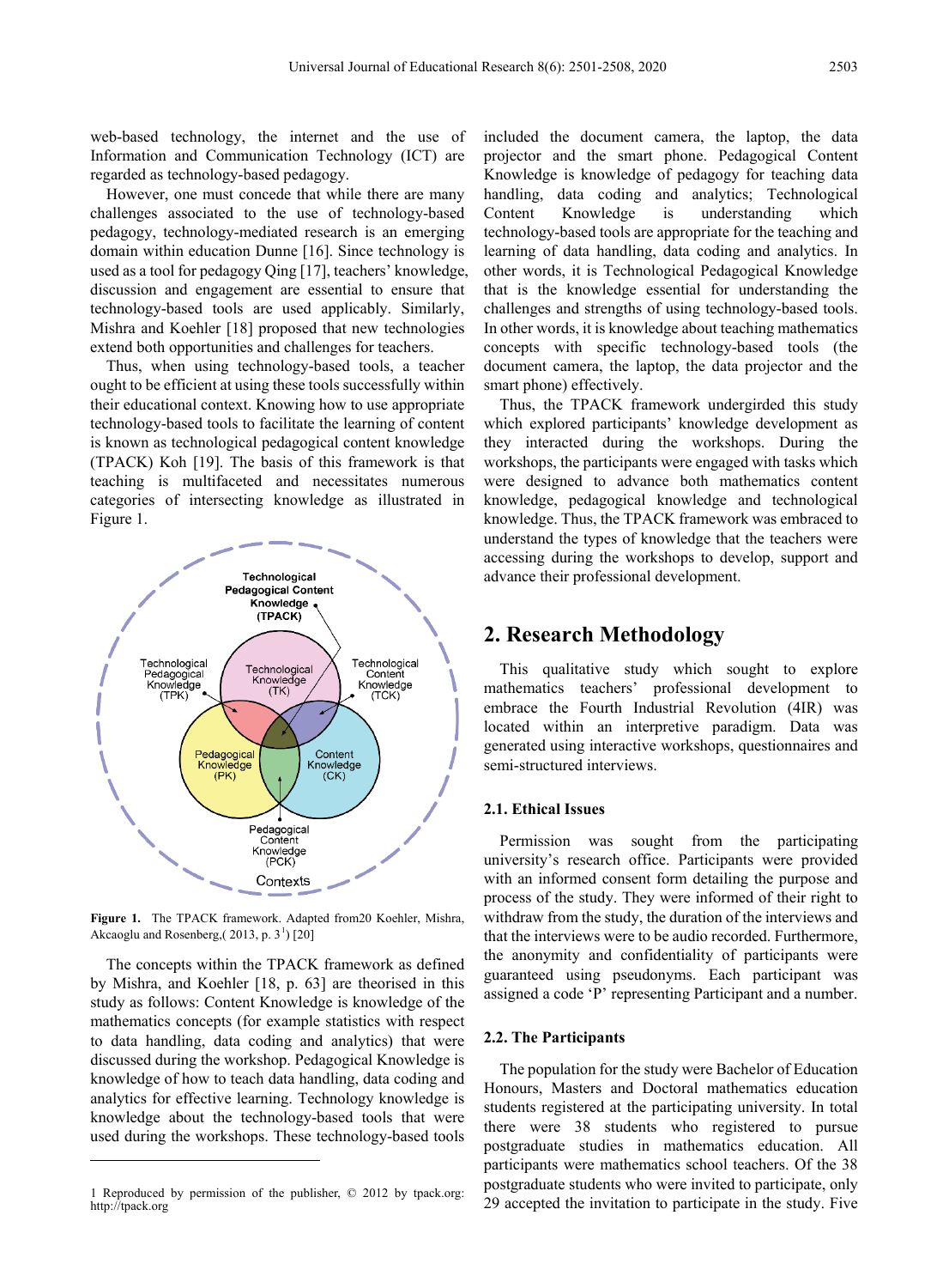web-based technology, the internet and the use of Information and Communication Technology (ICT) are regarded as technology-based pedagogy.

However, one must concede that while there are many challenges associated to the use of technology-based pedagogy, technology-mediated research is an emerging domain within education Dunne [16]. Since technology is used as a tool for pedagogy Qing [17], teachers' knowledge, discussion and engagement are essential to ensure that technology-based tools are used applicably. Similarly, Mishra and Koehler [18] proposed that new technologies extend both opportunities and challenges for teachers.

Thus, when using technology-based tools, a teacher ought to be efficient at using these tools successfully within their educational context. Knowing how to use appropriate technology-based tools to facilitate the learning of content is known as technological pedagogical content knowledge (TPACK) Koh [19]. The basis of this framework is that teaching is multifaceted and necessitates numerous categories of intersecting knowledge as illustrated in Figure 1.

**Figure 1.** The TPACK framework. Adapted from20 Koehler, Mishra, Akcaoglu and Rosenberg,( 2013, p. 3[1]) [20]

The concepts within the TPACK framework as defined by Mishra, and Koehler [18, p. 63] are theorised in this study as follows: Content Knowledge is knowledge of the mathematics concepts (for example statistics with respect to data handling, data coding and analytics) that were discussed during the workshop. Pedagogical Knowledge is knowledge of how to teach data handling, data coding and analytics for effective learning. Technology knowledge is knowledge about the technology-based tools that were used during the workshops. These technology-based tools included the document camera, the laptop, the data projector and the smart phone. Pedagogical Content Knowledge is knowledge of pedagogy for teaching data handling, data coding and analytics; Technological Content Knowledge is understanding which technology-based tools are appropriate for the teaching and learning of data handling, data coding and analytics. In other words, it is Technological Pedagogical Knowledge that is the knowledge essential for understanding the challenges and strengths of using technology-based tools. In other words, it is knowledge about teaching mathematics concepts with specific technology-based tools (the document camera, the laptop, the data projector and the smart phone) effectively.

Thus, the TPACK framework undergirded this study which explored participants' knowledge development as they interacted during the workshops. During the workshops, the participants were engaged with tasks which were designed to advance both mathematics content knowledge, pedagogical knowledge and technological knowledge. Thus, the TPACK framework was embraced to understand the types of knowledge that the teachers were accessing during the workshops to develop, support and advance their professional development.

## 2. Research Methodology

This qualitative study which sought to explore mathematics teachers' professional development to embrace the Fourth Industrial Revolution (4IR) was located within an interpretive paradigm. Data was generated using interactive workshops, questionnaires and semi-structured interviews.

### 2.1. Ethical Issues

Permission was sought from the participating university's research office. Participants were provided with an informed consent form detailing the purpose and process of the study. They were informed of their right to withdraw from the study, the duration of the interviews and that the interviews were to be audio recorded. Furthermore, the anonymity and confidentiality of participants were guaranteed using pseudonyms. Each participant was assigned a code 'P' representing Participant and a number.

### 2.2. The Participants

The population for the study were Bachelor of Education Honours, Masters and Doctoral mathematics education students registered at the participating university. In total there were 38 students who registered to pursue postgraduate studies in mathematics education. All participants were mathematics school teachers. Of the 38 postgraduate students who were invited to participate, only 29 accepted the invitation to participate in the study. Five

1 Reproduced by permission of the publisher, © 2012 by tpack.org: http://tpack.org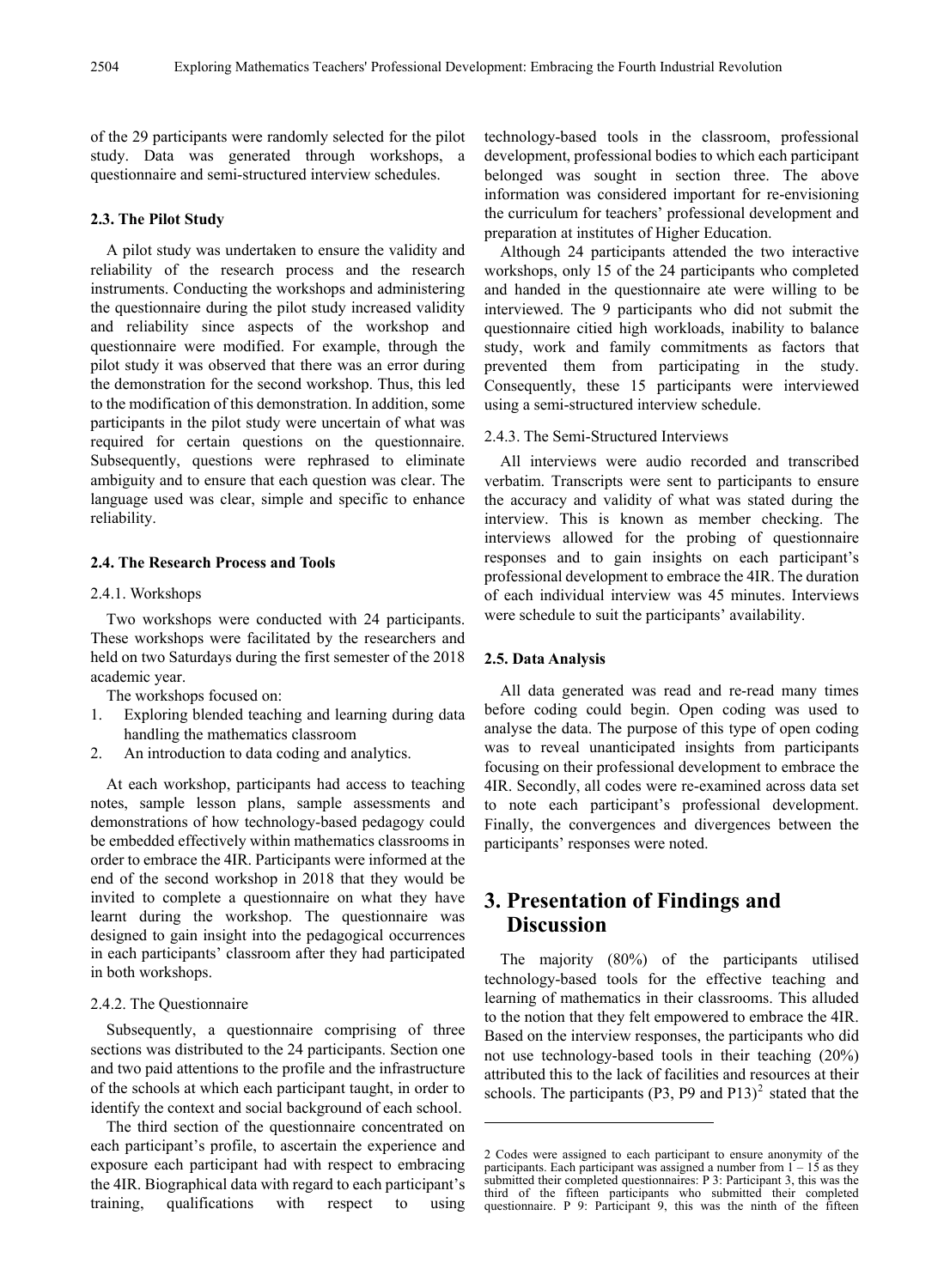of the 29 participants were randomly selected for the pilot study. Data was generated through workshops, a questionnaire and semi-structured interview schedules.

### 2.3. The Pilot Study

A pilot study was undertaken to ensure the validity and reliability of the research process and the research instruments. Conducting the workshops and administering the questionnaire during the pilot study increased validity and reliability since aspects of the workshop and questionnaire were modified. For example, through the pilot study it was observed that there was an error during the demonstration for the second workshop. Thus, this led to the modification of this demonstration. In addition, some participants in the pilot study were uncertain of what was required for certain questions on the questionnaire. Subsequently, questions were rephrased to eliminate ambiguity and to ensure that each question was clear. The language used was clear, simple and specific to enhance reliability.

### 2.4. The Research Process and Tools

#### 2.4.1. Workshops

Two workshops were conducted with 24 participants. These workshops were facilitated by the researchers and held on two Saturdays during the first semester of the 2018 academic year.

The workshops focused on:

1. Exploring blended teaching and learning during data handling the mathematics classroom
2. An introduction to data coding and analytics.

At each workshop, participants had access to teaching notes, sample lesson plans, sample assessments and demonstrations of how technology-based pedagogy could be embedded effectively within mathematics classrooms in order to embrace the 4IR. Participants were informed at the end of the second workshop in 2018 that they would be invited to complete a questionnaire on what they have learnt during the workshop. The questionnaire was designed to gain insight into the pedagogical occurrences in each participants' classroom after they had participated in both workshops.

#### 2.4.2. The Questionnaire

Subsequently, a questionnaire comprising of three sections was distributed to the 24 participants. Section one and two paid attentions to the profile and the infrastructure of the schools at which each participant taught, in order to identify the context and social background of each school.

The third section of the questionnaire concentrated on each participant's profile, to ascertain the experience and exposure each participant had with respect to embracing the 4IR. Biographical data with regard to each participant's training, qualifications with respect to using technology-based tools in the classroom, professional development, professional bodies to which each participant belonged was sought in section three. The above information was considered important for re-envisioning the curriculum for teachers' professional development and preparation at institutes of Higher Education.

Although 24 participants attended the two interactive workshops, only 15 of the 24 participants who completed and handed in the questionnaire ate were willing to be interviewed. The 9 participants who did not submit the questionnaire citied high workloads, inability to balance study, work and family commitments as factors that prevented them from participating in the study. Consequently, these 15 participants were interviewed using a semi-structured interview schedule.

#### 2.4.3. The Semi-Structured Interviews

All interviews were audio recorded and transcribed verbatim. Transcripts were sent to participants to ensure the accuracy and validity of what was stated during the interview. This is known as member checking. The interviews allowed for the probing of questionnaire responses and to gain insights on each participant's professional development to embrace the 4IR. The duration of each individual interview was 45 minutes. Interviews were schedule to suit the participants' availability.

### 2.5. Data Analysis

All data generated was read and re-read many times before coding could begin. Open coding was used to analyse the data. The purpose of this type of open coding was to reveal unanticipated insights from participants focusing on their professional development to embrace the 4IR. Secondly, all codes were re-examined across data set to note each participant's professional development. Finally, the convergences and divergences between the participants' responses were noted.

## 3. Presentation of Findings and Discussion

The majority (80%) of the participants utilised technology-based tools for the effective teaching and learning of mathematics in their classrooms. This alluded to the notion that they felt empowered to embrace the 4IR. Based on the interview responses, the participants who did not use technology-based tools in their teaching (20%) attributed this to the lack of facilities and resources at their schools. The participants (P3, P9 and P13)[2] stated that the

---

2 Codes were assigned to each participant to ensure anonymity of the participants. Each participant was assigned a number from 1 – 15 as they submitted their completed questionnaires: P 3: Participant 3, this was the third of the fifteen participants who submitted their completed questionnaire. P 9: Participant 9, this was the ninth of the fifteen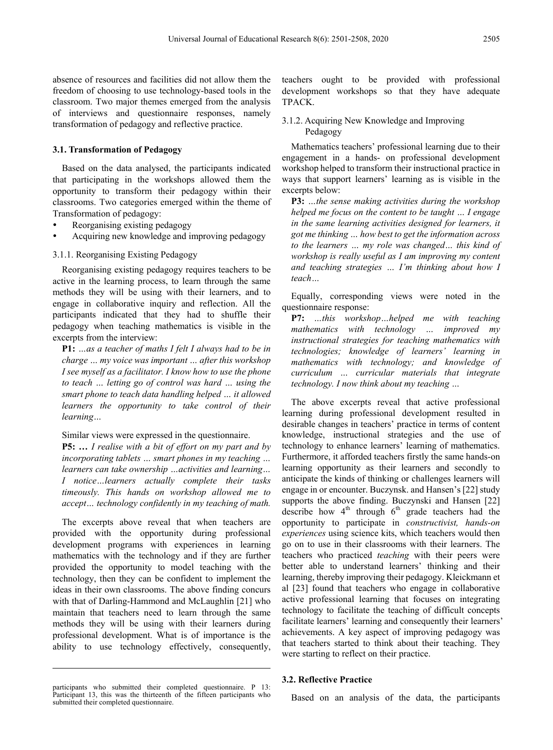absence of resources and facilities did not allow them the freedom of choosing to use technology-based tools in the classroom. Two major themes emerged from the analysis of interviews and questionnaire responses, namely transformation of pedagogy and reflective practice.

### 3.1. Transformation of Pedagogy

Based on the data analysed, the participants indicated that participating in the workshops allowed them the opportunity to transform their pedagogy within their classrooms. Two categories emerged within the theme of Transformation of pedagogy:

- Reorganising existing pedagogy
- Acquiring new knowledge and improving pedagogy

#### 3.1.1. Reorganising Existing Pedagogy

Reorganising existing pedagogy requires teachers to be active in the learning process, to learn through the same methods they will be using with their learners, and to engage in collaborative inquiry and reflection. All the participants indicated that they had to shuffle their pedagogy when teaching mathematics is visible in the excerpts from the interview:

**P1:** *...as a teacher of maths I felt I always had to be in charge ... my voice was important ... after this workshop I see myself as a facilitator. I know how to use the phone to teach ... letting go of control was hard ... using the smart phone to teach data handling helped ... it allowed learners the opportunity to take control of their learning...*

Similar views were expressed in the questionnaire.

**P5: ...** *I realise with a bit of effort on my part and by incorporating tablets ... smart phones in my teaching ... learners can take ownership ...activities and learning... I notice...learners actually complete their tasks timeously. This hands on workshop allowed me to accept... technology confidently in my teaching of math.*

The excerpts above reveal that when teachers are provided with the opportunity during professional development programs with experiences in learning mathematics with the technology and if they are further provided the opportunity to model teaching with the technology, then they can be confident to implement the ideas in their own classrooms. The above finding concurs with that of Darling-Hammond and McLaughlin [21] who maintain that teachers need to learn through the same methods they will be using with their learners during professional development. What is of importance is the ability to use technology effectively, consequently, teachers ought to be provided with professional development workshops so that they have adequate TPACK.

#### 3.1.2. Acquiring New Knowledge and Improving Pedagogy

Mathematics teachers' professional learning due to their engagement in a hands- on professional development workshop helped to transform their instructional practice in ways that support learners' learning as is visible in the excerpts below:

**P3:** *...the sense making activities during the workshop helped me focus on the content to be taught ... I engage in the same learning activities designed for learners, it got me thinking ... how best to get the information across to the learners ... my role was changed... this kind of workshop is really useful as I am improving my content and teaching strategies ... I'm thinking about how I teach...*

Equally, corresponding views were noted in the questionnaire response:

**P7:** *...this workshop...helped me with teaching mathematics with technology ... improved my instructional strategies for teaching mathematics with technologies; knowledge of learners' learning in mathematics with technology; and knowledge of curriculum ... curricular materials that integrate technology. I now think about my teaching ...*

The above excerpts reveal that active professional learning during professional development resulted in desirable changes in teachers' practice in terms of content knowledge, instructional strategies and the use of technology to enhance learners' learning of mathematics. Furthermore, it afforded teachers firstly the same hands-on learning opportunity as their learners and secondly to anticipate the kinds of thinking or challenges learners will engage in or encounter. Buczynsk. and Hansen's [22] study supports the above finding. Buczynski and Hansen [22] describe how 4th through 6th grade teachers had the opportunity to participate in *constructivist, hands-on experiences* using science kits, which teachers would then go on to use in their classrooms with their learners. The teachers who practiced *teaching* with their peers were better able to understand learners' thinking and their learning, thereby improving their pedagogy. Kleickmann et al [23] found that teachers who engage in collaborative active professional learning that focuses on integrating technology to facilitate the teaching of difficult concepts facilitate learners' learning and consequently their learners' achievements. A key aspect of improving pedagogy was that teachers started to think about their teaching. They were starting to reflect on their practice.

### 3.2. Reflective Practice

Based on an analysis of the data, the participants

participants who submitted their completed questionnaire. P 13: Participant 13, this was the thirteenth of the fifteen participants who submitted their completed questionnaire.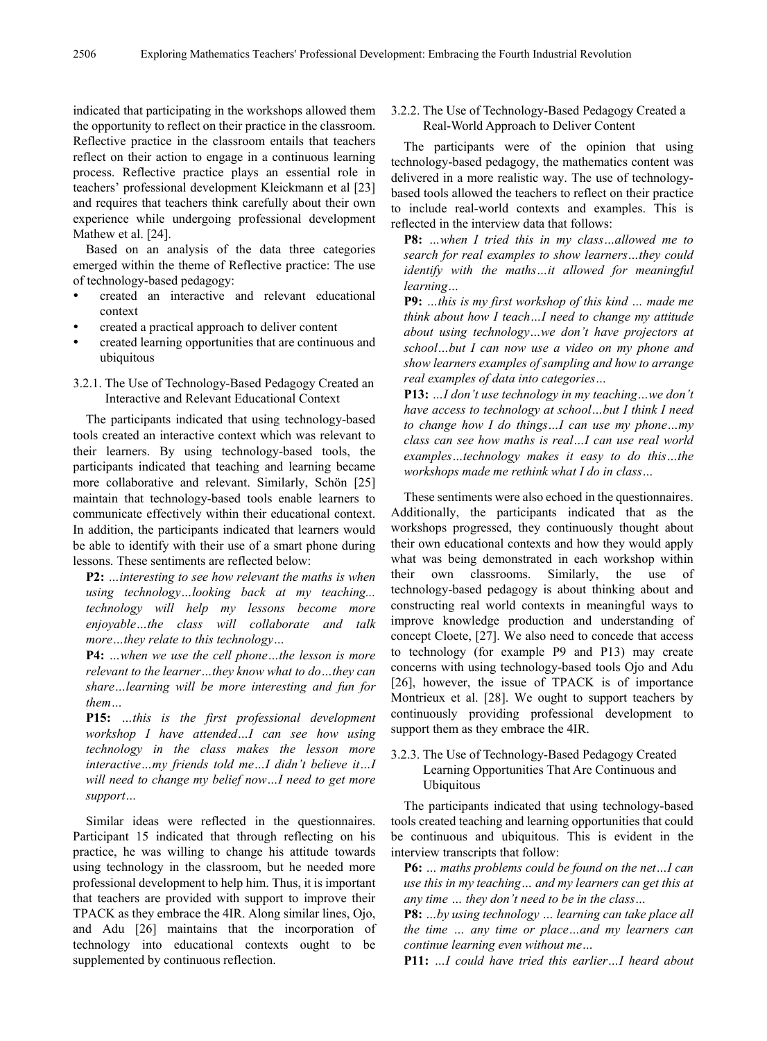indicated that participating in the workshops allowed them the opportunity to reflect on their practice in the classroom. Reflective practice in the classroom entails that teachers reflect on their action to engage in a continuous learning process. Reflective practice plays an essential role in teachers' professional development Kleickmann et al [23] and requires that teachers think carefully about their own experience while undergoing professional development Mathew et al. [24].

Based on an analysis of the data three categories emerged within the theme of Reflective practice: The use of technology-based pedagogy:

- created an interactive and relevant educational context
- created a practical approach to deliver content
- created learning opportunities that are continuous and ubiquitous

#### 3.2.1. The Use of Technology-Based Pedagogy Created an Interactive and Relevant Educational Context

The participants indicated that using technology-based tools created an interactive context which was relevant to their learners. By using technology-based tools, the participants indicated that teaching and learning became more collaborative and relevant. Similarly, Schön [25] maintain that technology-based tools enable learners to communicate effectively within their educational context. In addition, the participants indicated that learners would be able to identify with their use of a smart phone during lessons. These sentiments are reflected below:

**P2:** *…interesting to see how relevant the maths is when using technology…looking back at my teaching... technology will help my lessons become more enjoyable…the class will collaborate and talk more…they relate to this technology…*

**P4:** *…when we use the cell phone…the lesson is more relevant to the learner…they know what to do…they can share…learning will be more interesting and fun for them…*

**P15:** *…this is the first professional development workshop I have attended…I can see how using technology in the class makes the lesson more interactive…my friends told me…I didn't believe it…I will need to change my belief now…I need to get more support…*

Similar ideas were reflected in the questionnaires. Participant 15 indicated that through reflecting on his practice, he was willing to change his attitude towards using technology in the classroom, but he needed more professional development to help him. Thus, it is important that teachers are provided with support to improve their TPACK as they embrace the 4IR. Along similar lines, Ojo, and Adu [26] maintains that the incorporation of technology into educational contexts ought to be supplemented by continuous reflection.

#### 3.2.2. The Use of Technology-Based Pedagogy Created a Real-World Approach to Deliver Content

The participants were of the opinion that using technology-based pedagogy, the mathematics content was delivered in a more realistic way. The use of technology-based tools allowed the teachers to reflect on their practice to include real-world contexts and examples. This is reflected in the interview data that follows:

**P8:** *…when I tried this in my class…allowed me to search for real examples to show learners…they could identify with the maths…it allowed for meaningful learning…*

**P9:** *…this is my first workshop of this kind … made me think about how I teach…I need to change my attitude about using technology…we don't have projectors at school…but I can now use a video on my phone and show learners examples of sampling and how to arrange real examples of data into categories…*

**P13:** *…I don't use technology in my teaching…we don't have access to technology at school…but I think I need to change how I do things…I can use my phone…my class can see how maths is real…I can use real world examples…technology makes it easy to do this…the workshops made me rethink what I do in class…*

These sentiments were also echoed in the questionnaires. Additionally, the participants indicated that as the workshops progressed, they continuously thought about their own educational contexts and how they would apply what was being demonstrated in each workshop within their own classrooms. Similarly, the use of technology-based pedagogy is about thinking about and constructing real world contexts in meaningful ways to improve knowledge production and understanding of concept Cloete, [27]. We also need to concede that access to technology (for example P9 and P13) may create concerns with using technology-based tools Ojo and Adu [26], however, the issue of TPACK is of importance Montrieux et al. [28]. We ought to support teachers by continuously providing professional development to support them as they embrace the 4IR.

#### 3.2.3. The Use of Technology-Based Pedagogy Created Learning Opportunities That Are Continuous and Ubiquitous

The participants indicated that using technology-based tools created teaching and learning opportunities that could be continuous and ubiquitous. This is evident in the interview transcripts that follow:

**P6:** *… maths problems could be found on the net…I can use this in my teaching… and my learners can get this at any time … they don't need to be in the class…*

**P8:** *…by using technology … learning can take place all the time … any time or place…and my learners can continue learning even without me…*

**P11:** *…I could have tried this earlier…I heard about*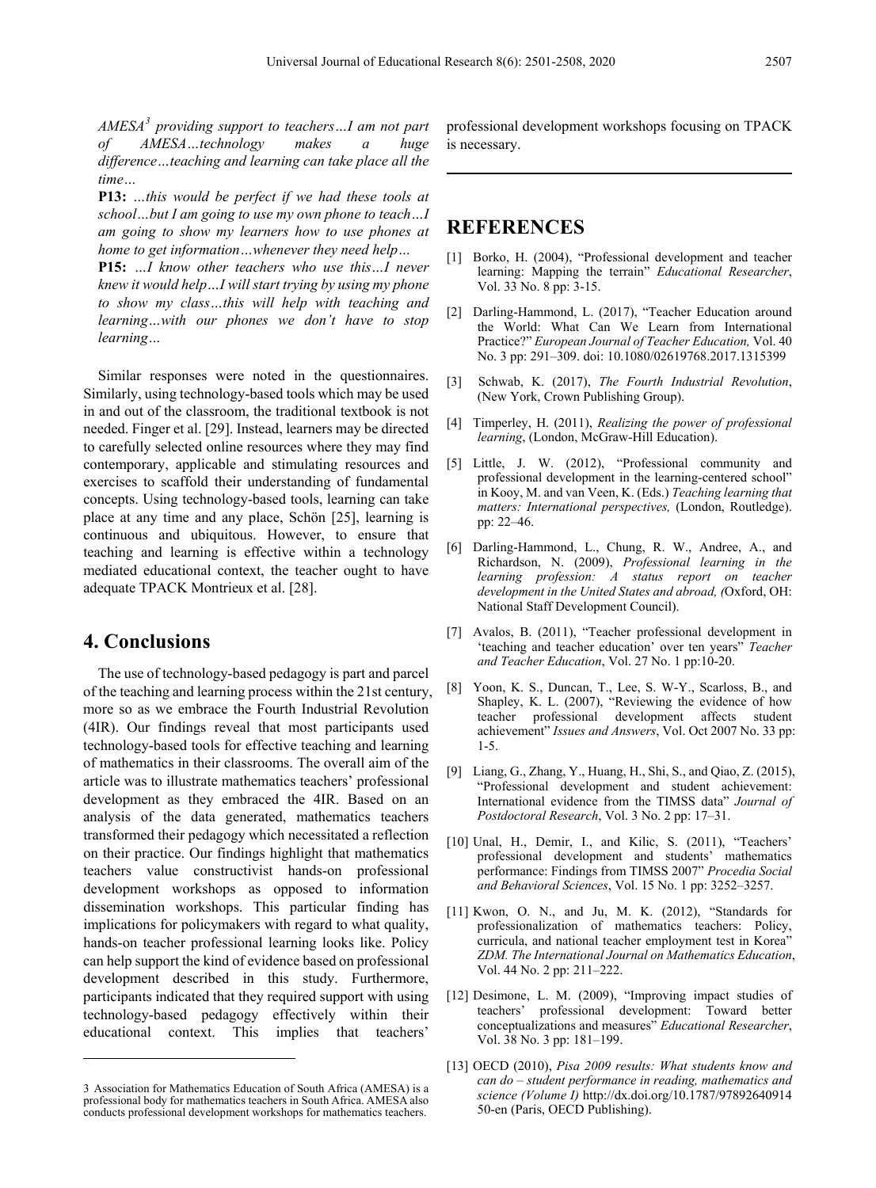*AMESA[3] providing support to teachers…I am not part of AMESA…technology makes a huge difference…teaching and learning can take place all the time…*

**P13:** *…this would be perfect if we had these tools at school…but I am going to use my own phone to teach…I am going to show my learners how to use phones at home to get information…whenever they need help…*

**P15:** *…I know other teachers who use this…I never knew it would help…I will start trying by using my phone to show my class…this will help with teaching and learning…with our phones we don't have to stop learning…*

Similar responses were noted in the questionnaires. Similarly, using technology-based tools which may be used in and out of the classroom, the traditional textbook is not needed. Finger et al. [29]. Instead, learners may be directed to carefully selected online resources where they may find contemporary, applicable and stimulating resources and exercises to scaffold their understanding of fundamental concepts. Using technology-based tools, learning can take place at any time and any place, Schön [25], learning is continuous and ubiquitous. However, to ensure that teaching and learning is effective within a technology mediated educational context, the teacher ought to have adequate TPACK Montrieux et al. [28].

## 4. Conclusions

The use of technology-based pedagogy is part and parcel of the teaching and learning process within the 21st century, more so as we embrace the Fourth Industrial Revolution (4IR). Our findings reveal that most participants used technology-based tools for effective teaching and learning of mathematics in their classrooms. The overall aim of the article was to illustrate mathematics teachers' professional development as they embraced the 4IR. Based on an analysis of the data generated, mathematics teachers transformed their pedagogy which necessitated a reflection on their practice. Our findings highlight that mathematics teachers value constructivist hands-on professional development workshops as opposed to information dissemination workshops. This particular finding has implications for policymakers with regard to what quality, hands-on teacher professional learning looks like. Policy can help support the kind of evidence based on professional development described in this study. Furthermore, participants indicated that they required support with using technology-based pedagogy effectively within their educational context. This implies that teachers' professional development workshops focusing on TPACK is necessary.

3 Association for Mathematics Education of South Africa (AMESA) is a professional body for mathematics teachers in South Africa. AMESA also conducts professional development workshops for mathematics teachers.

## REFERENCES

[1] Borko, H. (2004), "Professional development and teacher learning: Mapping the terrain" *Educational Researcher*, Vol. 33 No. 8 pp: 3-15.

[2] Darling-Hammond, L. (2017), "Teacher Education around the World: What Can We Learn from International Practice?" *European Journal of Teacher Education,* Vol. 40 No. 3 pp: 291–309. doi: 10.1080/02619768.2017.1315399

[3] Schwab, K. (2017), *The Fourth Industrial Revolution*, (New York, Crown Publishing Group).

[4] Timperley, H. (2011), *Realizing the power of professional learning*, (London, McGraw-Hill Education).

[5] Little, J. W. (2012), "Professional community and professional development in the learning-centered school" in Kooy, M. and van Veen, K. (Eds.) *Teaching learning that matters: International perspectives,* (London, Routledge). pp: 22–46.

[6] Darling-Hammond, L., Chung, R. W., Andree, A., and Richardson, N. (2009), *Professional learning in the learning profession: A status report on teacher development in the United States and abroad, (*Oxford, OH: National Staff Development Council).

[7] Avalos, B. (2011), "Teacher professional development in 'teaching and teacher education' over ten years" *Teacher and Teacher Education*, Vol. 27 No. 1 pp:10-20.

[8] Yoon, K. S., Duncan, T., Lee, S. W-Y., Scarloss, B., and Shapley, K. L. (2007), "Reviewing the evidence of how teacher professional development affects student achievement" *Issues and Answers*, Vol. Oct 2007 No. 33 pp: 1-5.

[9] Liang, G., Zhang, Y., Huang, H., Shi, S., and Qiao, Z. (2015), "Professional development and student achievement: International evidence from the TIMSS data" *Journal of Postdoctoral Research*, Vol. 3 No. 2 pp: 17–31.

[10] Unal, H., Demir, I., and Kilic, S. (2011), "Teachers' professional development and students' mathematics performance: Findings from TIMSS 2007" *Procedia Social and Behavioral Sciences*, Vol. 15 No. 1 pp: 3252–3257.

[11] Kwon, O. N., and Ju, M. K. (2012), "Standards for professionalization of mathematics teachers: Policy, curricula, and national teacher employment test in Korea" *ZDM. The International Journal on Mathematics Education*, Vol. 44 No. 2 pp: 211–222.

[12] Desimone, L. M. (2009), "Improving impact studies of teachers' professional development: Toward better conceptualizations and measures" *Educational Researcher*, Vol. 38 No. 3 pp: 181–199.

[13] OECD (2010), *Pisa 2009 results: What students know and can do – student performance in reading, mathematics and science (Volume I)* http://dx.doi.org/10.1787/9789264091450-en (Paris, OECD Publishing).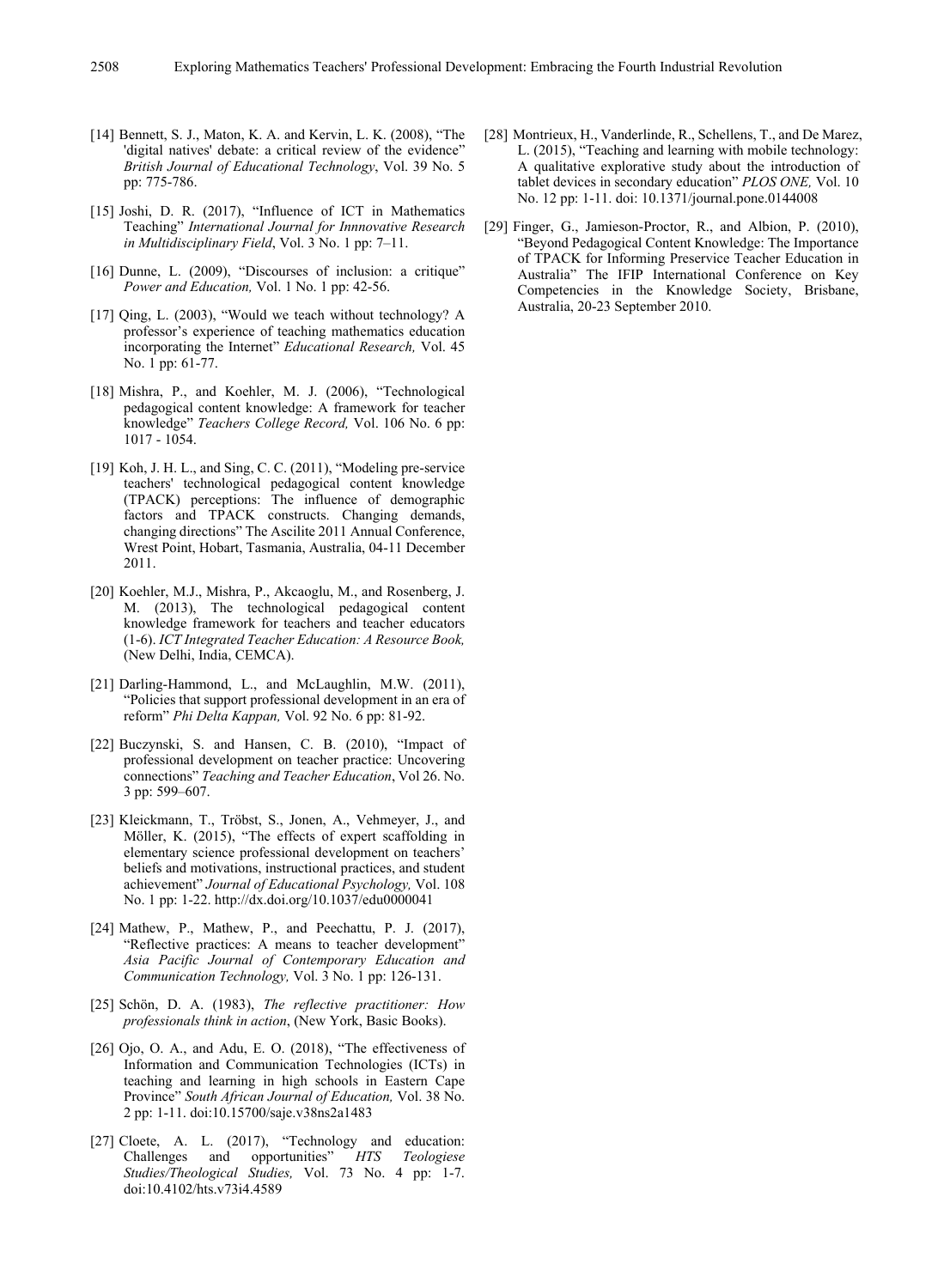[14] Bennett, S. J., Maton, K. A. and Kervin, L. K. (2008), "The 'digital natives' debate: a critical review of the evidence" *British Journal of Educational Technology*, Vol. 39 No. 5 pp: 775-786.

[15] Joshi, D. R. (2017), "Influence of ICT in Mathematics Teaching" *International Journal for Innnovative Research in Multidisciplinary Field*, Vol. 3 No. 1 pp: 7–11.

[16] Dunne, L. (2009), "Discourses of inclusion: a critique" *Power and Education,* Vol. 1 No. 1 pp: 42-56.

[17] Qing, L. (2003), "Would we teach without technology? A professor's experience of teaching mathematics education incorporating the Internet" *Educational Research,* Vol. 45 No. 1 pp: 61-77.

[18] Mishra, P., and Koehler, M. J. (2006), "Technological pedagogical content knowledge: A framework for teacher knowledge" *Teachers College Record,* Vol. 106 No. 6 pp: 1017 - 1054.

[19] Koh, J. H. L., and Sing, C. C. (2011), "Modeling pre-service teachers' technological pedagogical content knowledge (TPACK) perceptions: The influence of demographic factors and TPACK constructs. Changing demands, changing directions" The Ascilite 2011 Annual Conference, Wrest Point, Hobart, Tasmania, Australia, 04-11 December 2011.

[20] Koehler, M.J., Mishra, P., Akcaoglu, M., and Rosenberg, J. M. (2013), The technological pedagogical content knowledge framework for teachers and teacher educators (1-6). *ICT Integrated Teacher Education: A Resource Book,* (New Delhi, India, CEMCA).

[21] Darling-Hammond, L., and McLaughlin, M.W. (2011), "Policies that support professional development in an era of reform" *Phi Delta Kappan,* Vol. 92 No. 6 pp: 81-92.

[22] Buczynski, S. and Hansen, C. B. (2010), "Impact of professional development on teacher practice: Uncovering connections" *Teaching and Teacher Education*, Vol 26. No. 3 pp: 599–607.

[23] Kleickmann, T., Tröbst, S., Jonen, A., Vehmeyer, J., and Möller, K. (2015), "The effects of expert scaffolding in elementary science professional development on teachers' beliefs and motivations, instructional practices, and student achievement" *Journal of Educational Psychology,* Vol. 108 No. 1 pp: 1-22. http://dx.doi.org/10.1037/edu0000041

[24] Mathew, P., Mathew, P., and Peechattu, P. J. (2017), "Reflective practices: A means to teacher development" *Asia Pacific Journal of Contemporary Education and Communication Technology,* Vol. 3 No. 1 pp: 126-131.

[25] Schön, D. A. (1983), *The reflective practitioner: How professionals think in action*, (New York, Basic Books).

[26] Ojo, O. A., and Adu, E. O. (2018), "The effectiveness of Information and Communication Technologies (ICTs) in teaching and learning in high schools in Eastern Cape Province" *South African Journal of Education,* Vol. 38 No. 2 pp: 1-11. doi:10.15700/saje.v38ns2a1483

[27] Cloete, A. L. (2017), "Technology and education: Challenges and opportunities" *HTS Teologiese Studies/Theological Studies,* Vol. 73 No. 4 pp: 1-7. doi:10.4102/hts.v73i4.4589

[28] Montrieux, H., Vanderlinde, R., Schellens, T., and De Marez, L. (2015), "Teaching and learning with mobile technology: A qualitative explorative study about the introduction of tablet devices in secondary education" *PLOS ONE,* Vol. 10 No. 12 pp: 1-11. doi: 10.1371/journal.pone.0144008

[29] Finger, G., Jamieson-Proctor, R., and Albion, P. (2010), "Beyond Pedagogical Content Knowledge: The Importance of TPACK for Informing Preservice Teacher Education in Australia" The IFIP International Conference on Key Competencies in the Knowledge Society, Brisbane, Australia, 20-23 September 2010.